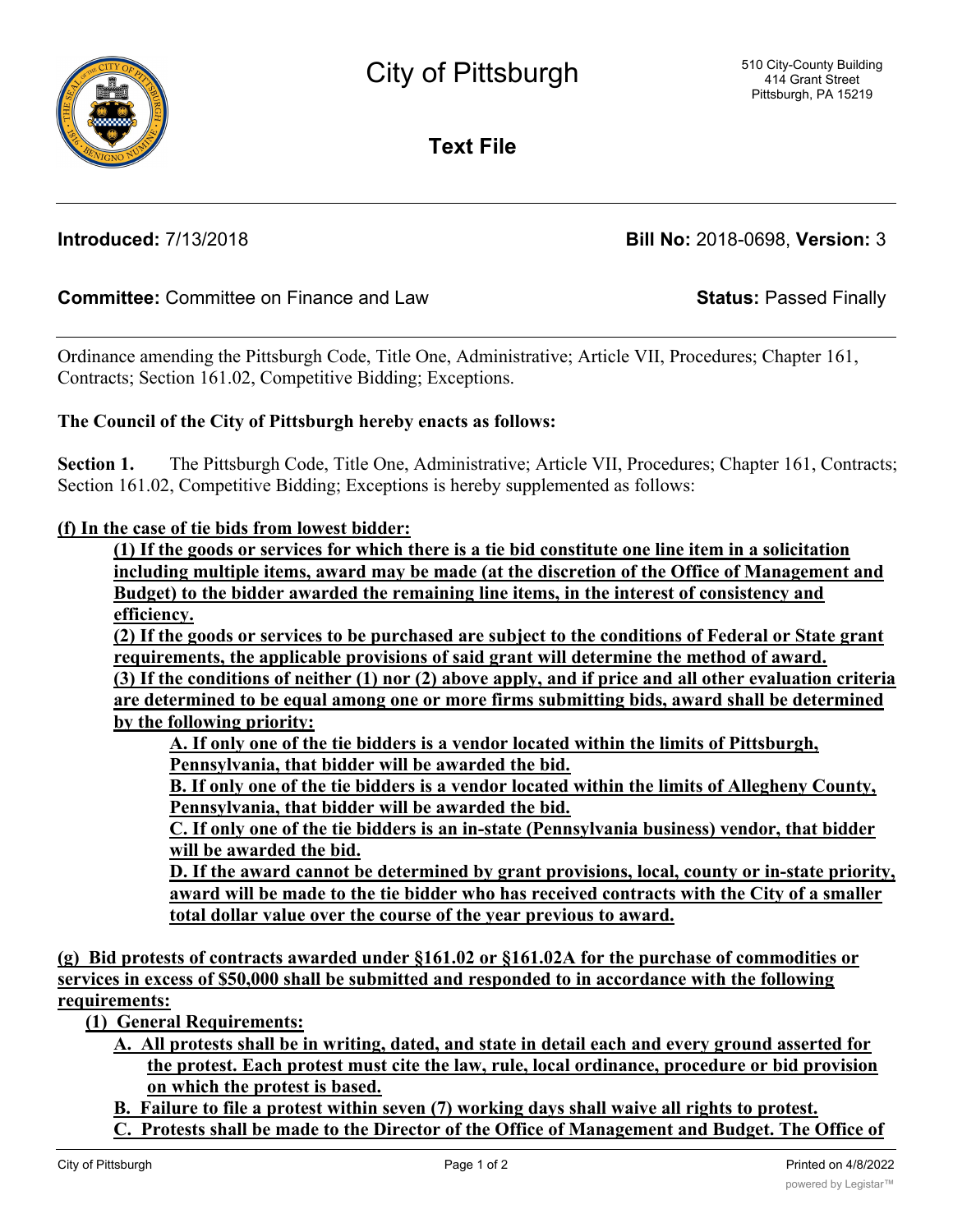# City of Pittsburgh

510 City-County Building
414 Grant Street
Pittsburgh, PA 15219

## Text File

**Introduced:** 7/13/2018 **Bill No:** 2018-0698, **Version:** 3

**Committee:** Committee on Finance and Law **Status:** Passed Finally

---

Ordinance amending the Pittsburgh Code, Title One, Administrative; Article VII, Procedures; Chapter 161, Contracts; Section 161.02, Competitive Bidding; Exceptions.

**The Council of the City of Pittsburgh hereby enacts as follows:**

**Section 1.** The Pittsburgh Code, Title One, Administrative; Article VII, Procedures; Chapter 161, Contracts; Section 161.02, Competitive Bidding; Exceptions is hereby supplemented as follows:

**<u>(f) In the case of tie bids from lowest bidder:</u>**

**<u>(1) If the goods or services for which there is a tie bid constitute one line item in a solicitation including multiple items, award may be made (at the discretion of the Office of Management and Budget) to the bidder awarded the remaining line items, in the interest of consistency and efficiency.</u>**

**<u>(2) If the goods or services to be purchased are subject to the conditions of Federal or State grant requirements, the applicable provisions of said grant will determine the method of award.</u>**

**<u>(3) If the conditions of neither (1) nor (2) above apply, and if price and all other evaluation criteria are determined to be equal among one or more firms submitting bids, award shall be determined by the following priority:</u>**

**<u>A. If only one of the tie bidders is a vendor located within the limits of Pittsburgh, Pennsylvania, that bidder will be awarded the bid.</u>**

**<u>B. If only one of the tie bidders is a vendor located within the limits of Allegheny County, Pennsylvania, that bidder will be awarded the bid.</u>**

**<u>C. If only one of the tie bidders is an in-state (Pennsylvania business) vendor, that bidder will be awarded the bid.</u>**

**<u>D. If the award cannot be determined by grant provisions, local, county or in-state priority, award will be made to the tie bidder who has received contracts with the City of a smaller total dollar value over the course of the year previous to award.</u>**

**<u>(g) Bid protests of contracts awarded under §161.02 or §161.02A for the purchase of commodities or services in excess of $50,000 shall be submitted and responded to in accordance with the following requirements:</u>**

**<u>(1) General Requirements:</u>**

**<u>A. All protests shall be in writing, dated, and state in detail each and every ground asserted for the protest. Each protest must cite the law, rule, local ordinance, procedure or bid provision on which the protest is based.</u>**

**<u>B. Failure to file a protest within seven (7) working days shall waive all rights to protest.</u>**

**<u>C. Protests shall be made to the Director of the Office of Management and Budget. The Office of</u>**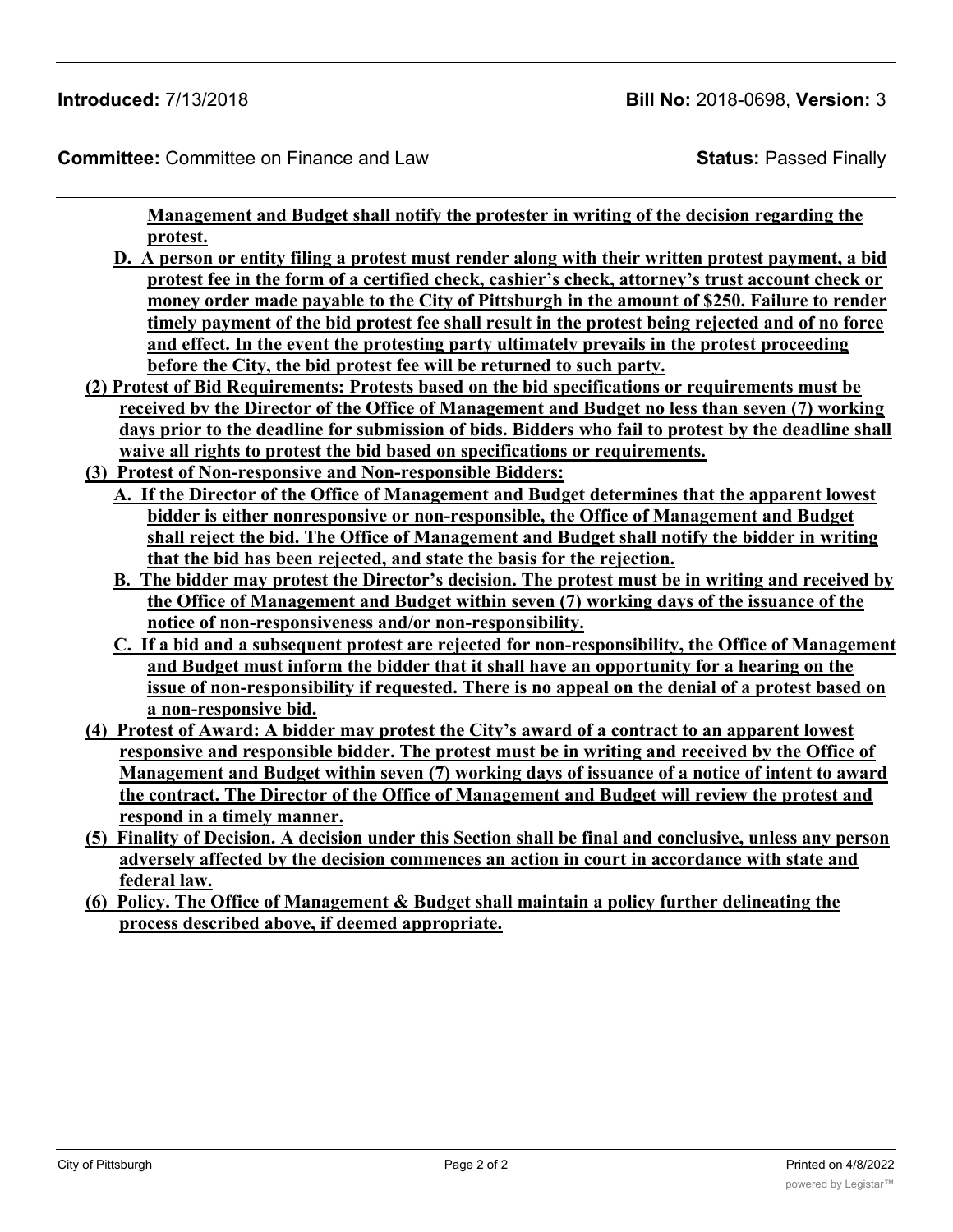**Introduced:** 7/13/2018 **Bill No:** 2018-0698, **Version:** 3

**Committee:** Committee on Finance and Law **Status:** Passed Finally

**Management and Budget shall notify the protester in writing of the decision regarding the protest.**

- **D. A person or entity filing a protest must render along with their written protest payment, a bid protest fee in the form of a certified check, cashier's check, attorney's trust account check or money order made payable to the City of Pittsburgh in the amount of $250. Failure to render timely payment of the bid protest fee shall result in the protest being rejected and of no force and effect. In the event the protesting party ultimately prevails in the protest proceeding before the City, the bid protest fee will be returned to such party.**

**(2) Protest of Bid Requirements: Protests based on the bid specifications or requirements must be received by the Director of the Office of Management and Budget no less than seven (7) working days prior to the deadline for submission of bids. Bidders who fail to protest by the deadline shall waive all rights to protest the bid based on specifications or requirements.**

**(3) Protest of Non-responsive and Non-responsible Bidders:**

- **A. If the Director of the Office of Management and Budget determines that the apparent lowest bidder is either nonresponsive or non-responsible, the Office of Management and Budget shall reject the bid. The Office of Management and Budget shall notify the bidder in writing that the bid has been rejected, and state the basis for the rejection.**
- **B. The bidder may protest the Director's decision. The protest must be in writing and received by the Office of Management and Budget within seven (7) working days of the issuance of the notice of non-responsiveness and/or non-responsibility.**
- **C. If a bid and a subsequent protest are rejected for non-responsibility, the Office of Management and Budget must inform the bidder that it shall have an opportunity for a hearing on the issue of non-responsibility if requested. There is no appeal on the denial of a protest based on a non-responsive bid.**

**(4) Protest of Award: A bidder may protest the City's award of a contract to an apparent lowest responsive and responsible bidder. The protest must be in writing and received by the Office of Management and Budget within seven (7) working days of issuance of a notice of intent to award the contract. The Director of the Office of Management and Budget will review the protest and respond in a timely manner.**

**(5) Finality of Decision. A decision under this Section shall be final and conclusive, unless any person adversely affected by the decision commences an action in court in accordance with state and federal law.**

**(6) Policy. The Office of Management & Budget shall maintain a policy further delineating the process described above, if deemed appropriate.**